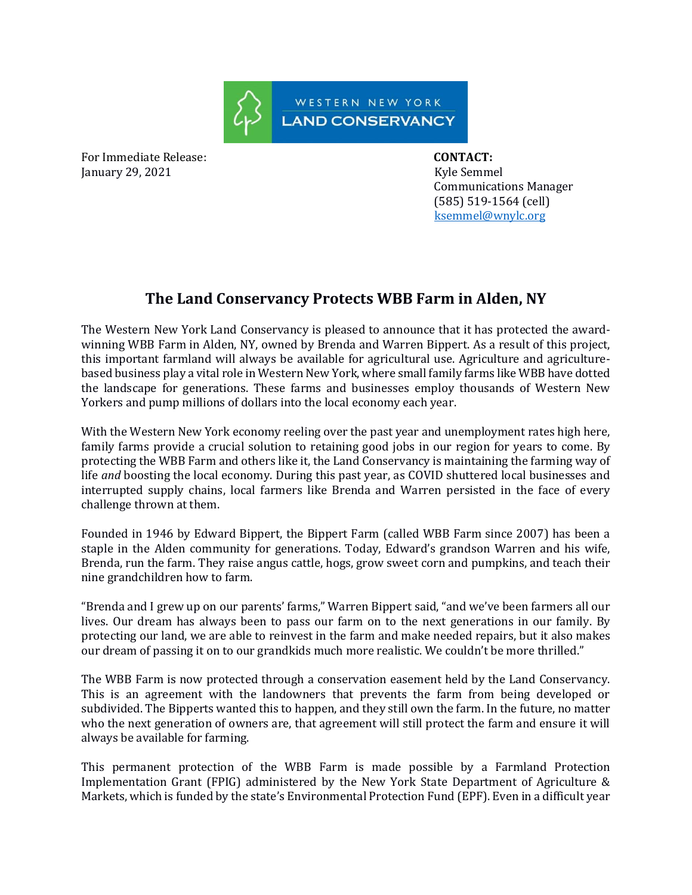WESTERN NEW YORK LAND CONSERVANCY

For Immediate Release:
January 29, 2021

**CONTACT:**
Kyle Semmel
Communications Manager
(585) 519-1564 (cell)
ksemmel@wnylc.org

## The Land Conservancy Protects WBB Farm in Alden, NY

The Western New York Land Conservancy is pleased to announce that it has protected the award-winning WBB Farm in Alden, NY, owned by Brenda and Warren Bippert. As a result of this project, this important farmland will always be available for agricultural use. Agriculture and agriculture-based business play a vital role in Western New York, where small family farms like WBB have dotted the landscape for generations. These farms and businesses employ thousands of Western New Yorkers and pump millions of dollars into the local economy each year.

With the Western New York economy reeling over the past year and unemployment rates high here, family farms provide a crucial solution to retaining good jobs in our region for years to come. By protecting the WBB Farm and others like it, the Land Conservancy is maintaining the farming way of life *and* boosting the local economy. During this past year, as COVID shuttered local businesses and interrupted supply chains, local farmers like Brenda and Warren persisted in the face of every challenge thrown at them.

Founded in 1946 by Edward Bippert, the Bippert Farm (called WBB Farm since 2007) has been a staple in the Alden community for generations. Today, Edward's grandson Warren and his wife, Brenda, run the farm. They raise angus cattle, hogs, grow sweet corn and pumpkins, and teach their nine grandchildren how to farm.

"Brenda and I grew up on our parents' farms," Warren Bippert said, "and we've been farmers all our lives. Our dream has always been to pass our farm on to the next generations in our family. By protecting our land, we are able to reinvest in the farm and make needed repairs, but it also makes our dream of passing it on to our grandkids much more realistic. We couldn't be more thrilled."

The WBB Farm is now protected through a conservation easement held by the Land Conservancy. This is an agreement with the landowners that prevents the farm from being developed or subdivided. The Bipperts wanted this to happen, and they still own the farm. In the future, no matter who the next generation of owners are, that agreement will still protect the farm and ensure it will always be available for farming.

This permanent protection of the WBB Farm is made possible by a Farmland Protection Implementation Grant (FPIG) administered by the New York State Department of Agriculture & Markets, which is funded by the state's Environmental Protection Fund (EPF). Even in a difficult year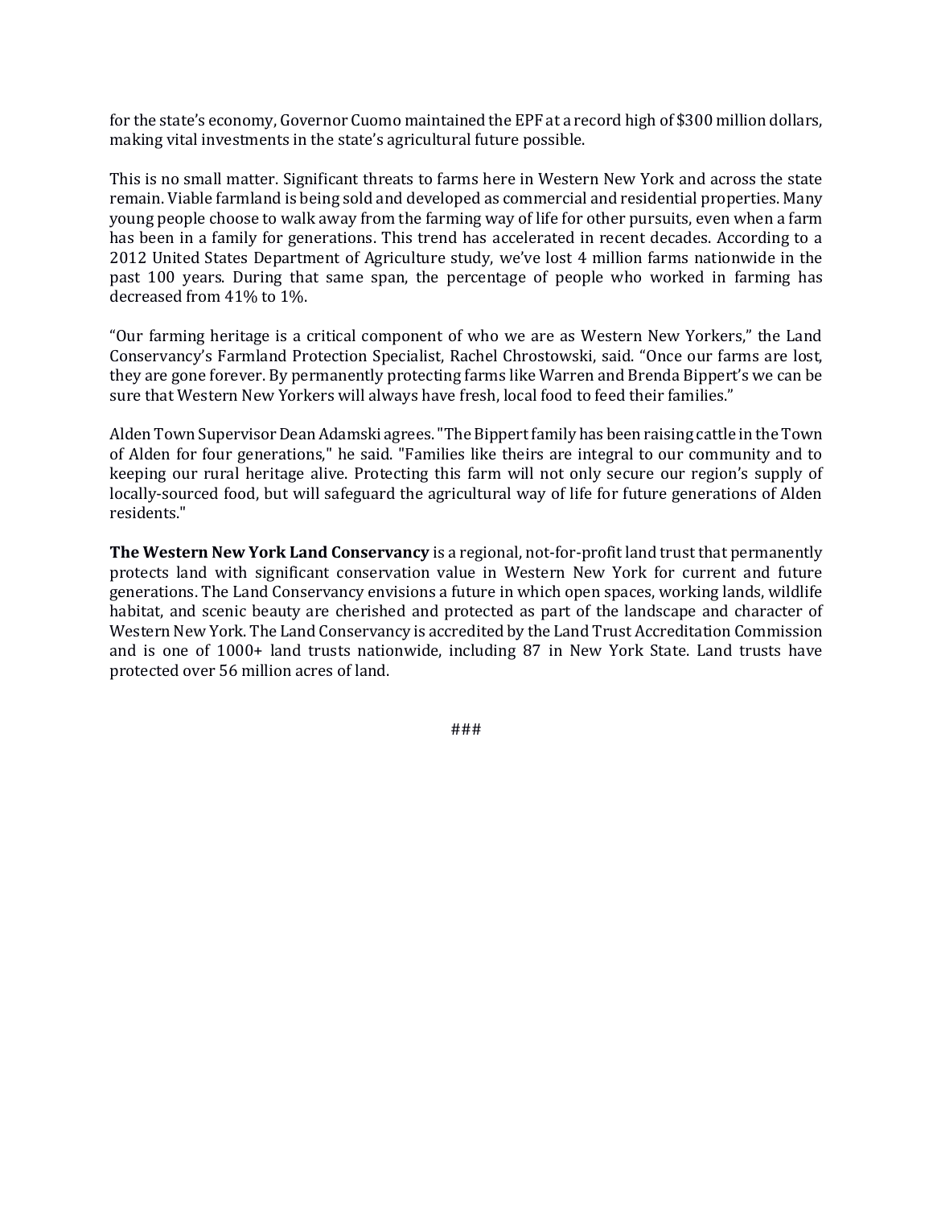for the state's economy, Governor Cuomo maintained the EPF at a record high of $300 million dollars, making vital investments in the state's agricultural future possible.

This is no small matter. Significant threats to farms here in Western New York and across the state remain. Viable farmland is being sold and developed as commercial and residential properties. Many young people choose to walk away from the farming way of life for other pursuits, even when a farm has been in a family for generations. This trend has accelerated in recent decades. According to a 2012 United States Department of Agriculture study, we've lost 4 million farms nationwide in the past 100 years. During that same span, the percentage of people who worked in farming has decreased from 41% to 1%.

"Our farming heritage is a critical component of who we are as Western New Yorkers," the Land Conservancy's Farmland Protection Specialist, Rachel Chrostowski, said. "Once our farms are lost, they are gone forever. By permanently protecting farms like Warren and Brenda Bippert's we can be sure that Western New Yorkers will always have fresh, local food to feed their families."

Alden Town Supervisor Dean Adamski agrees. "The Bippert family has been raising cattle in the Town of Alden for four generations," he said. "Families like theirs are integral to our community and to keeping our rural heritage alive. Protecting this farm will not only secure our region's supply of locally-sourced food, but will safeguard the agricultural way of life for future generations of Alden residents."

**The Western New York Land Conservancy** is a regional, not-for-profit land trust that permanently protects land with significant conservation value in Western New York for current and future generations. The Land Conservancy envisions a future in which open spaces, working lands, wildlife habitat, and scenic beauty are cherished and protected as part of the landscape and character of Western New York. The Land Conservancy is accredited by the Land Trust Accreditation Commission and is one of 1000+ land trusts nationwide, including 87 in New York State. Land trusts have protected over 56 million acres of land.

###